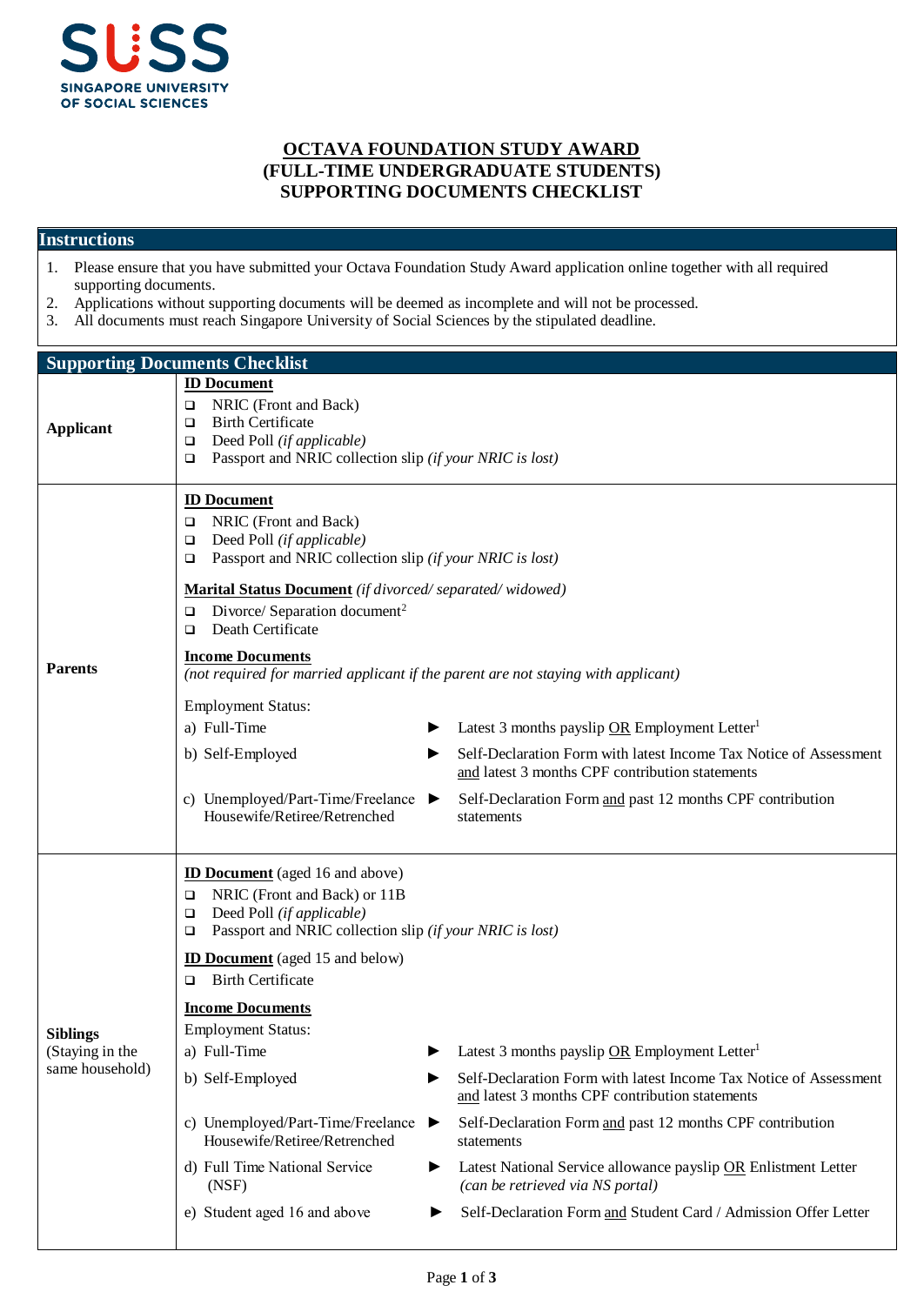SUSS
SINGAPORE UNIVERSITY OF SOCIAL SCIENCES

# OCTAVA FOUNDATION STUDY AWARD (FULL-TIME UNDERGRADUATE STUDENTS) SUPPORTING DOCUMENTS CHECKLIST

## Instructions

1. Please ensure that you have submitted your Octava Foundation Study Award application online together with all required supporting documents.
2. Applications without supporting documents will be deemed as incomplete and will not be processed.
3. All documents must reach Singapore University of Social Sciences by the stipulated deadline.

## Supporting Documents Checklist

### Applicant

**ID Document**

- ❑ NRIC (Front and Back)
- ❑ Birth Certificate
- ❑ Deed Poll *(if applicable)*
- ❑ Passport and NRIC collection slip *(if your NRIC is lost)*

### Parents

**ID Document**

- ❑ NRIC (Front and Back)
- ❑ Deed Poll *(if applicable)*
- ❑ Passport and NRIC collection slip *(if your NRIC is lost)*

**Marital Status Document** *(if divorced/ separated/ widowed)*

- ❑ Divorce/ Separation document[2]
- ❑ Death Certificate

**Income Documents**
*(not required for married applicant if the parent are not staying with applicant)*

Employment Status:

| Employment Status | Documents |
| --- | --- |
| a) Full-Time | ► Latest 3 months payslip OR Employment Letter[1] |
| b) Self-Employed | ► Self-Declaration Form with latest Income Tax Notice of Assessment and latest 3 months CPF contribution statements |
| c) Unemployed/Part-Time/Freelance Housewife/Retiree/Retrenched | ► Self-Declaration Form and past 12 months CPF contribution statements |

### Siblings (Staying in the same household)

**ID Document** (aged 16 and above)

- ❑ NRIC (Front and Back) or 11B
- ❑ Deed Poll *(if applicable)*
- ❑ Passport and NRIC collection slip *(if your NRIC is lost)*

**ID Document** (aged 15 and below)

- ❑ Birth Certificate

**Income Documents**

Employment Status:

| Employment Status | Documents |
| --- | --- |
| a) Full-Time | ► Latest 3 months payslip OR Employment Letter[1] |
| b) Self-Employed | ► Self-Declaration Form with latest Income Tax Notice of Assessment and latest 3 months CPF contribution statements |
| c) Unemployed/Part-Time/Freelance Housewife/Retiree/Retrenched | ► Self-Declaration Form and past 12 months CPF contribution statements |
| d) Full Time National Service (NSF) | ► Latest National Service allowance payslip OR Enlistment Letter *(can be retrieved via NS portal)* |
| e) Student aged 16 and above | ► Self-Declaration Form and Student Card / Admission Offer Letter |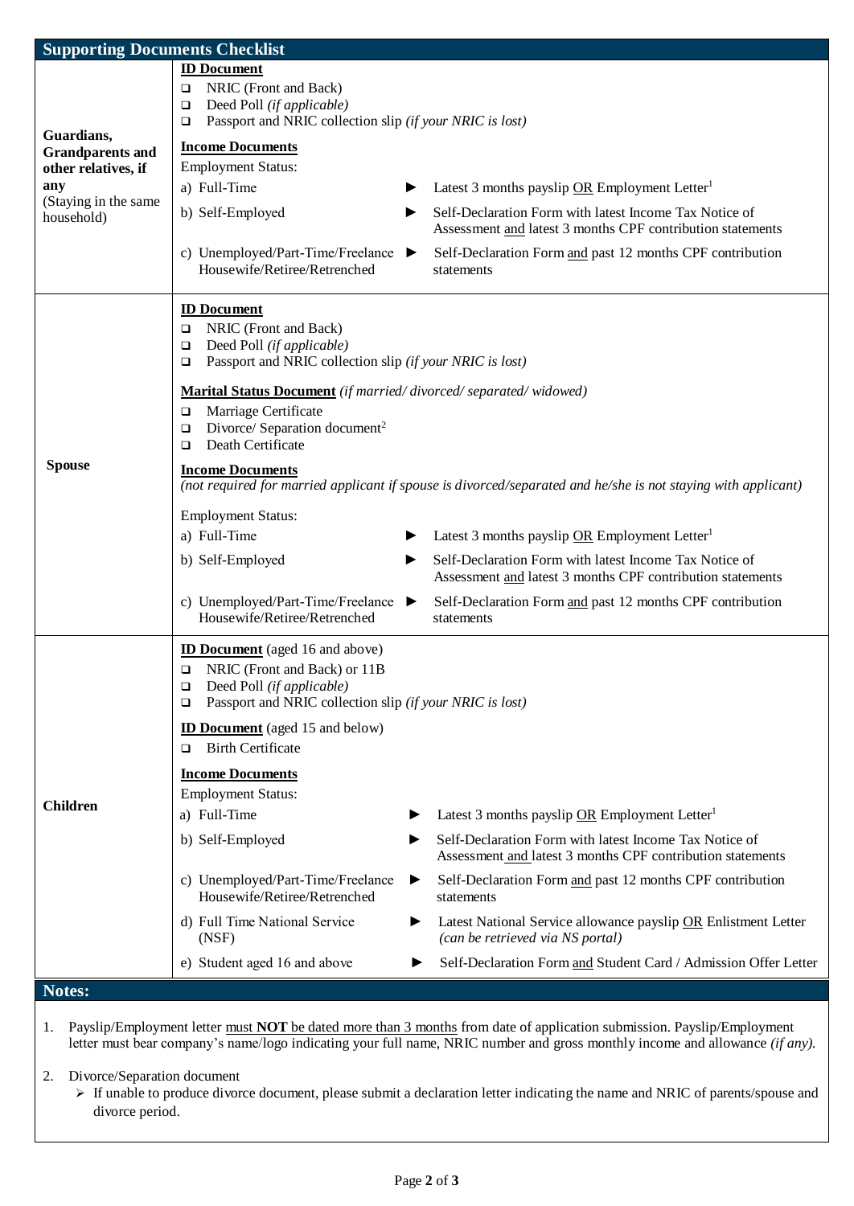## Supporting Documents Checklist

<table>
<tr>
<td><strong>Guardians, Grandparents and other relatives, if any</strong><br>(Staying in the same household)</td>
<td>
<strong><u>ID Document</u></strong><br>
❑ NRIC (Front and Back)<br>
❑ Deed Poll <em>(if applicable)</em><br>
❑ Passport and NRIC collection slip <em>(if your NRIC is lost)</em><br><br>
<strong><u>Income Documents</u></strong><br>
Employment Status:<br>
a) Full-Time ► Latest 3 months payslip <u>OR</u> Employment Letter[1]<br>
b) Self-Employed ► Self-Declaration Form with latest Income Tax Notice of Assessment <u>and</u> latest 3 months CPF contribution statements<br>
c) Unemployed/Part-Time/Freelance Housewife/Retiree/Retrenched ► Self-Declaration Form <u>and</u> past 12 months CPF contribution statements
</td>
</tr>
<tr>
<td><strong>Spouse</strong></td>
<td>
<strong><u>ID Document</u></strong><br>
❑ NRIC (Front and Back)<br>
❑ Deed Poll <em>(if applicable)</em><br>
❑ Passport and NRIC collection slip <em>(if your NRIC is lost)</em><br><br>
<strong><u>Marital Status Document</u></strong> <em>(if married/ divorced/ separated/ widowed)</em><br>
❑ Marriage Certificate<br>
❑ Divorce/ Separation document[2]<br>
❑ Death Certificate<br><br>
<strong><u>Income Documents</u></strong><br>
<em>(not required for married applicant if spouse is divorced/separated and he/she is not staying with applicant)</em><br><br>
Employment Status:<br>
a) Full-Time ► Latest 3 months payslip <u>OR</u> Employment Letter[1]<br>
b) Self-Employed ► Self-Declaration Form with latest Income Tax Notice of Assessment <u>and</u> latest 3 months CPF contribution statements<br>
c) Unemployed/Part-Time/Freelance Housewife/Retiree/Retrenched ► Self-Declaration Form <u>and</u> past 12 months CPF contribution statements
</td>
</tr>
<tr>
<td><strong>Children</strong></td>
<td>
<strong><u>ID Document</u></strong> (aged 16 and above)<br>
❑ NRIC (Front and Back) or 11B<br>
❑ Deed Poll <em>(if applicable)</em><br>
❑ Passport and NRIC collection slip <em>(if your NRIC is lost)</em><br><br>
<strong><u>ID Document</u></strong> (aged 15 and below)<br>
❑ Birth Certificate<br><br>
<strong><u>Income Documents</u></strong><br>
Employment Status:<br>
a) Full-Time ► Latest 3 months payslip <u>OR</u> Employment Letter[1]<br>
b) Self-Employed ► Self-Declaration Form with latest Income Tax Notice of Assessment <u>and</u> latest 3 months CPF contribution statements<br>
c) Unemployed/Part-Time/Freelance Housewife/Retiree/Retrenched ► Self-Declaration Form <u>and</u> past 12 months CPF contribution statements<br>
d) Full Time National Service (NSF) ► Latest National Service allowance payslip <u>OR</u> Enlistment Letter <em>(can be retrieved via NS portal)</em><br>
e) Student aged 16 and above ► Self-Declaration Form <u>and</u> Student Card / Admission Offer Letter
</td>
</tr>
</table>

## Notes:

1. Payslip/Employment letter <u>must **NOT** be dated more than 3 months</u> from date of application submission. Payslip/Employment letter must bear company's name/logo indicating your full name, NRIC number and gross monthly income and allowance *(if any)*.

2. Divorce/Separation document
   - If unable to produce divorce document, please submit a declaration letter indicating the name and NRIC of parents/spouse and divorce period.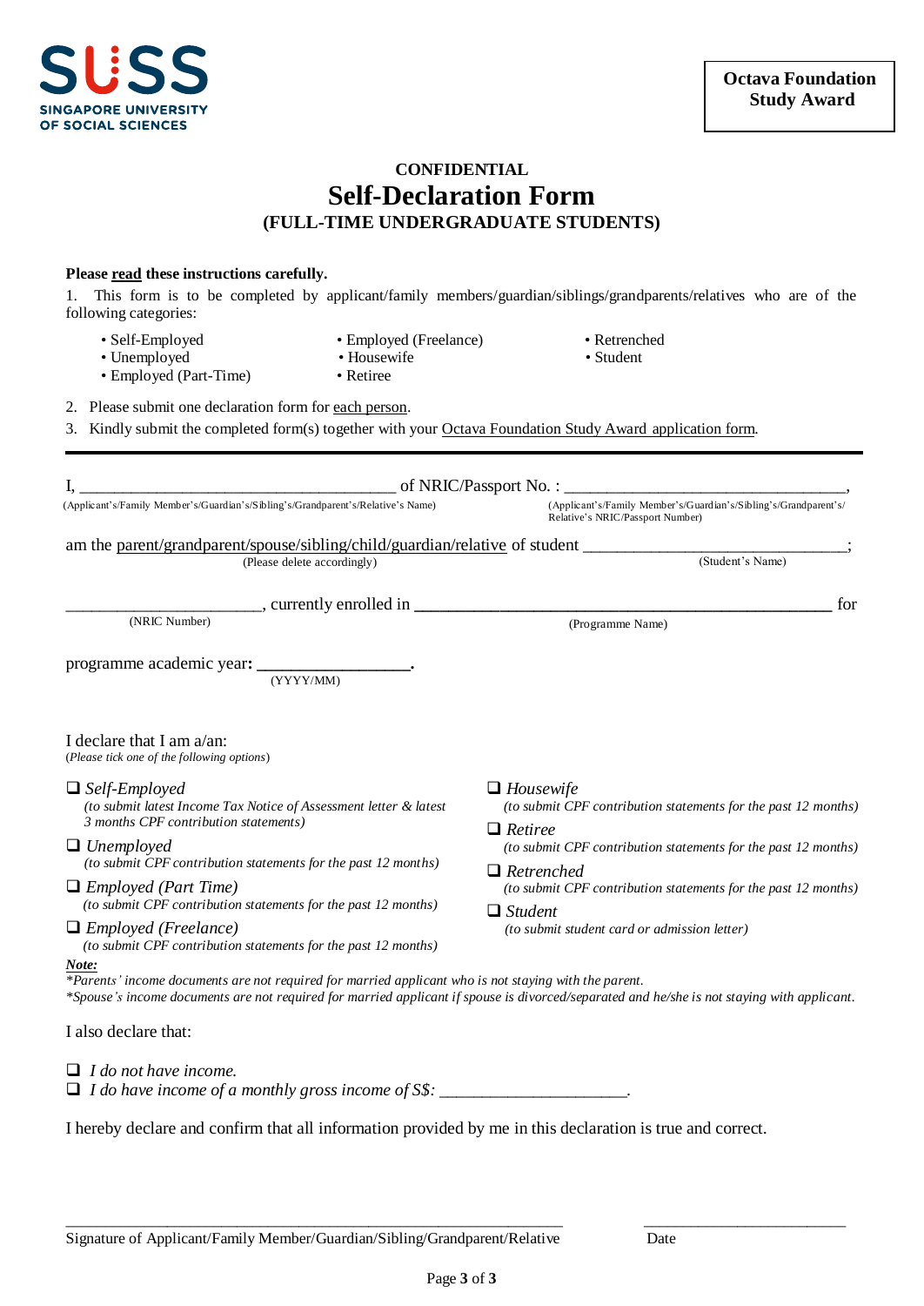SUSS
SINGAPORE UNIVERSITY OF SOCIAL SCIENCES

**Octava Foundation Study Award**

**CONFIDENTIAL**

# Self-Declaration Form

**(FULL-TIME UNDERGRADUATE STUDENTS)**

**Please read these instructions carefully.**

1. This form is to be completed by applicant/family members/guardian/siblings/grandparents/relatives who are of the following categories:
   - Self-Employed
   - Unemployed
   - Employed (Part-Time)
   - Employed (Freelance)
   - Housewife
   - Retiree
   - Retrenched
   - Student
2. Please submit one declaration form for each person.
3. Kindly submit the completed form(s) together with your Octava Foundation Study Award application form.

---

I, ______________________________________ of NRIC/Passport No. : __________________________________,
(Applicant's/Family Member's/Guardian's/Sibling's/Grandparent's/Relative's Name) (Applicant's/Family Member's/Guardian's/Sibling's/Grandparent's/Relative's NRIC/Passport Number)

am the parent/grandparent/spouse/sibling/child/guardian/relative of student ______________________________;
(Please delete accordingly) (Student's Name)

________________________, currently enrolled in __________________________________________________ for
(NRIC Number) (Programme Name)

programme academic year: _________________.
(YYYY/MM)

I declare that I am a/an:
(*Please tick one of the following options*)

- ❑ *Self-Employed*
  *(to submit latest Income Tax Notice of Assessment letter & latest 3 months CPF contribution statements)*
- ❑ *Unemployed*
  *(to submit CPF contribution statements for the past 12 months)*
- ❑ *Employed (Part Time)*
  *(to submit CPF contribution statements for the past 12 months)*
- ❑ *Employed (Freelance)*
  *(to submit CPF contribution statements for the past 12 months)*
- ❑ *Housewife*
  *(to submit CPF contribution statements for the past 12 months)*
- ❑ *Retiree*
  *(to submit CPF contribution statements for the past 12 months)*
- ❑ *Retrenched*
  *(to submit CPF contribution statements for the past 12 months)*
- ❑ *Student*
  *(to submit student card or admission letter)*

***Note:***
*\*Parents' income documents are not required for married applicant who is not staying with the parent.*
*\*Spouse's income documents are not required for married applicant if spouse is divorced/separated and he/she is not staying with applicant.*

I also declare that:

- ❑ *I do not have income.*
- ❑ *I do have income of a monthly gross income of S$:* _____________________.

I hereby declare and confirm that all information provided by me in this declaration is true and correct.

_______________________________________________________ _________________________
Signature of Applicant/Family Member/Guardian/Sibling/Grandparent/Relative Date